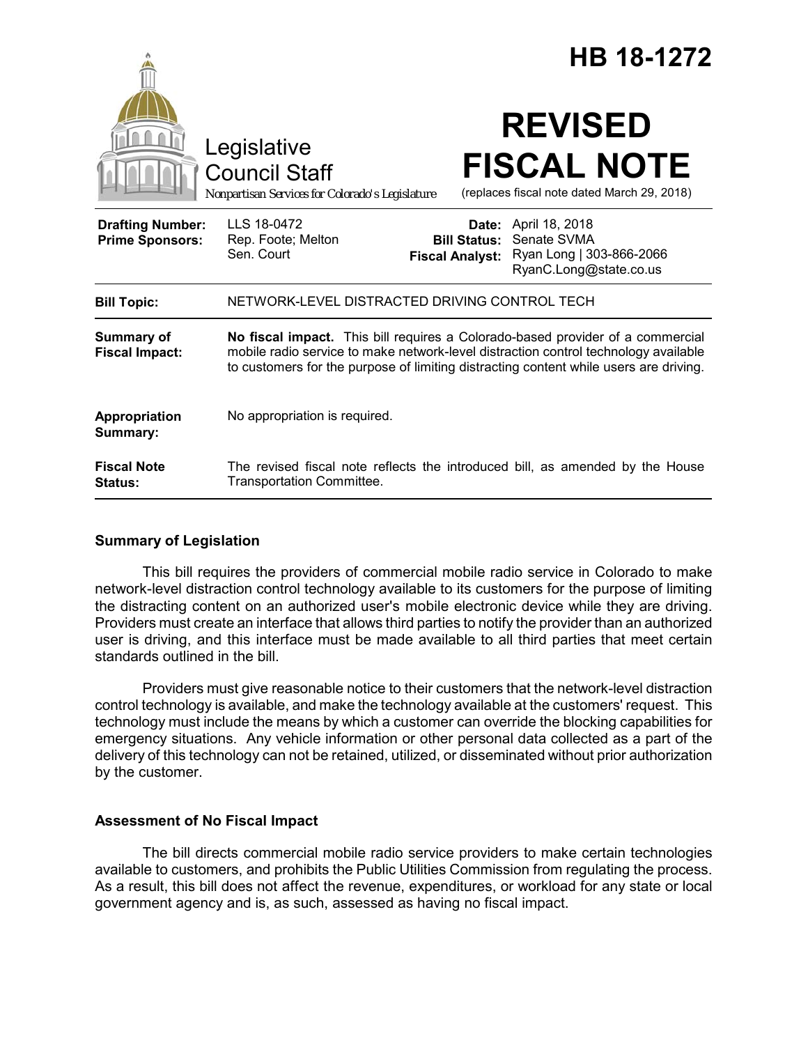# HB 18-1272

Legislative Council Staff
*Nonpartisan Services for Colorado's Legislature*

# REVISED FISCAL NOTE

(replaces fiscal note dated March 29, 2018)

| | | | |
|---|---|---|---|
| **Drafting Number:** | LLS 18-0472 | **Date:** | April 18, 2018 |
| **Prime Sponsors:** | Rep. Foote; Melton<br>Sen. Court | **Bill Status:** | Senate SVMA |
| | | **Fiscal Analyst:** | Ryan Long \| 303-866-2066<br>RyanC.Long@state.co.us |

| | |
|---|---|
| **Bill Topic:** | NETWORK-LEVEL DISTRACTED DRIVING CONTROL TECH |
| **Summary of Fiscal Impact:** | **No fiscal impact.** This bill requires a Colorado-based provider of a commercial mobile radio service to make network-level distraction control technology available to customers for the purpose of limiting distracting content while users are driving. |
| **Appropriation Summary:** | No appropriation is required. |
| **Fiscal Note Status:** | The revised fiscal note reflects the introduced bill, as amended by the House Transportation Committee. |

## Summary of Legislation

This bill requires the providers of commercial mobile radio service in Colorado to make network-level distraction control technology available to its customers for the purpose of limiting the distracting content on an authorized user's mobile electronic device while they are driving. Providers must create an interface that allows third parties to notify the provider than an authorized user is driving, and this interface must be made available to all third parties that meet certain standards outlined in the bill.

Providers must give reasonable notice to their customers that the network-level distraction control technology is available, and make the technology available at the customers' request. This technology must include the means by which a customer can override the blocking capabilities for emergency situations. Any vehicle information or other personal data collected as a part of the delivery of this technology can not be retained, utilized, or disseminated without prior authorization by the customer.

## Assessment of No Fiscal Impact

The bill directs commercial mobile radio service providers to make certain technologies available to customers, and prohibits the Public Utilities Commission from regulating the process. As a result, this bill does not affect the revenue, expenditures, or workload for any state or local government agency and is, as such, assessed as having no fiscal impact.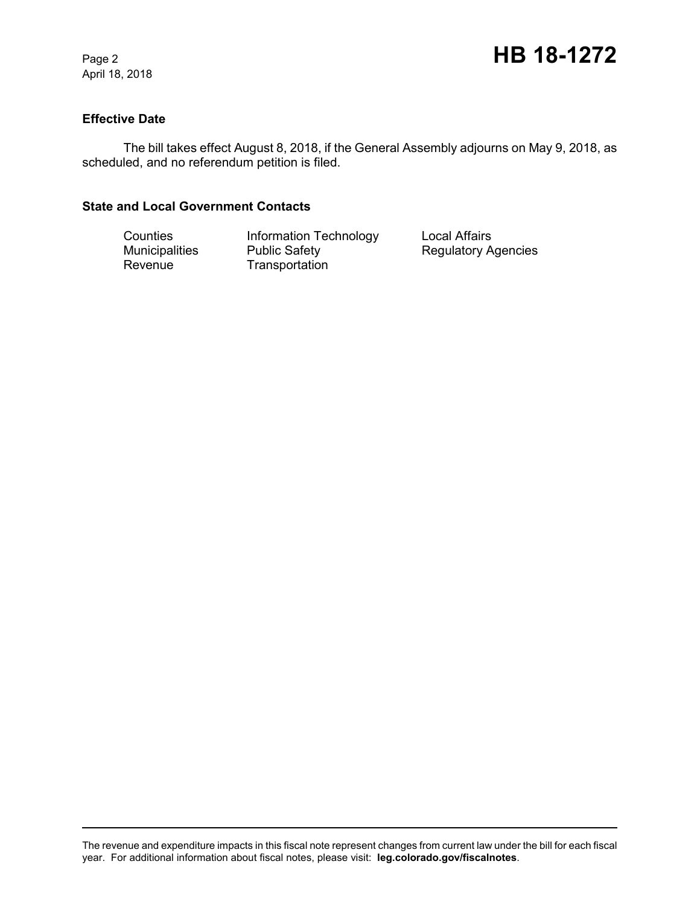### Effective Date

The bill takes effect August 8, 2018, if the General Assembly adjourns on May 9, 2018, as scheduled, and no referendum petition is filed.

### State and Local Government Contacts

| | | |
|---|---|---|
| Counties | Information Technology | Local Affairs |
| Municipalities | Public Safety | Regulatory Agencies |
| Revenue | Transportation | |

The revenue and expenditure impacts in this fiscal note represent changes from current law under the bill for each fiscal year. For additional information about fiscal notes, please visit: **leg.colorado.gov/fiscalnotes**.